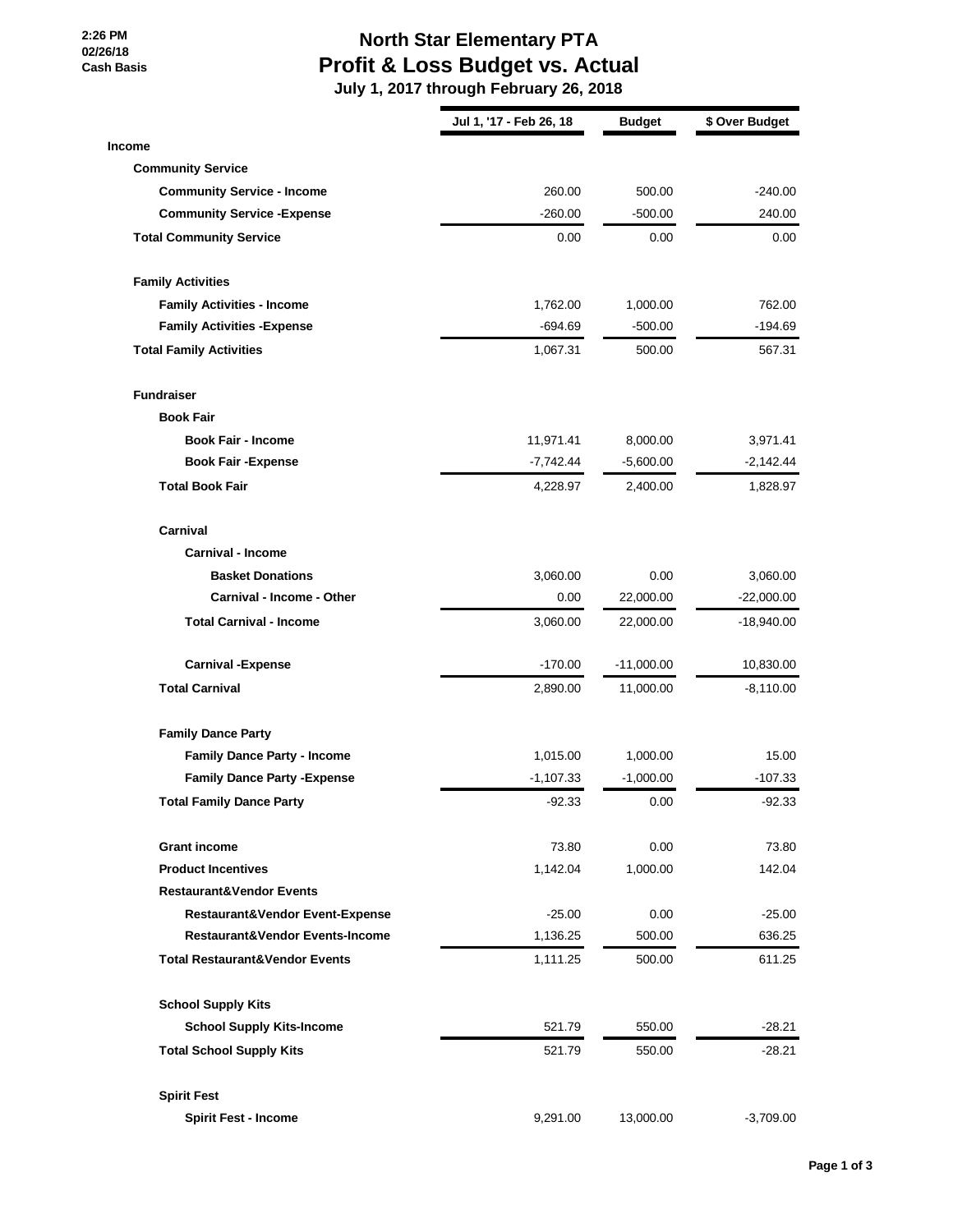2:26 PM
02/26/18
Cash Basis

# North Star Elementary PTA
## Profit & Loss Budget vs. Actual
### July 1, 2017 through February 26, 2018

| | Jul 1, '17 - Feb 26, 18 | Budget | $ Over Budget |
|---|---|---|---|
| **Income** | | | |
| **Community Service** | | | |
| **Community Service - Income** | 260.00 | 500.00 | -240.00 |
| **Community Service -Expense** | -260.00 | -500.00 | 240.00 |
| **Total Community Service** | 0.00 | 0.00 | 0.00 |
| **Family Activities** | | | |
| **Family Activities - Income** | 1,762.00 | 1,000.00 | 762.00 |
| **Family Activities -Expense** | -694.69 | -500.00 | -194.69 |
| **Total Family Activities** | 1,067.31 | 500.00 | 567.31 |
| **Fundraiser** | | | |
| **Book Fair** | | | |
| **Book Fair - Income** | 11,971.41 | 8,000.00 | 3,971.41 |
| **Book Fair -Expense** | -7,742.44 | -5,600.00 | -2,142.44 |
| **Total Book Fair** | 4,228.97 | 2,400.00 | 1,828.97 |
| **Carnival** | | | |
| **Carnival - Income** | | | |
| **Basket Donations** | 3,060.00 | 0.00 | 3,060.00 |
| **Carnival - Income - Other** | 0.00 | 22,000.00 | -22,000.00 |
| **Total Carnival - Income** | 3,060.00 | 22,000.00 | -18,940.00 |
| **Carnival -Expense** | -170.00 | -11,000.00 | 10,830.00 |
| **Total Carnival** | 2,890.00 | 11,000.00 | -8,110.00 |
| **Family Dance Party** | | | |
| **Family Dance Party - Income** | 1,015.00 | 1,000.00 | 15.00 |
| **Family Dance Party -Expense** | -1,107.33 | -1,000.00 | -107.33 |
| **Total Family Dance Party** | -92.33 | 0.00 | -92.33 |
| **Grant income** | 73.80 | 0.00 | 73.80 |
| **Product Incentives** | 1,142.04 | 1,000.00 | 142.04 |
| **Restaurant&Vendor Events** | | | |
| **Restaurant&Vendor Event-Expense** | -25.00 | 0.00 | -25.00 |
| **Restaurant&Vendor Events-Income** | 1,136.25 | 500.00 | 636.25 |
| **Total Restaurant&Vendor Events** | 1,111.25 | 500.00 | 611.25 |
| **School Supply Kits** | | | |
| **School Supply Kits-Income** | 521.79 | 550.00 | -28.21 |
| **Total School Supply Kits** | 521.79 | 550.00 | -28.21 |
| **Spirit Fest** | | | |
| **Spirit Fest - Income** | 9,291.00 | 13,000.00 | -3,709.00 |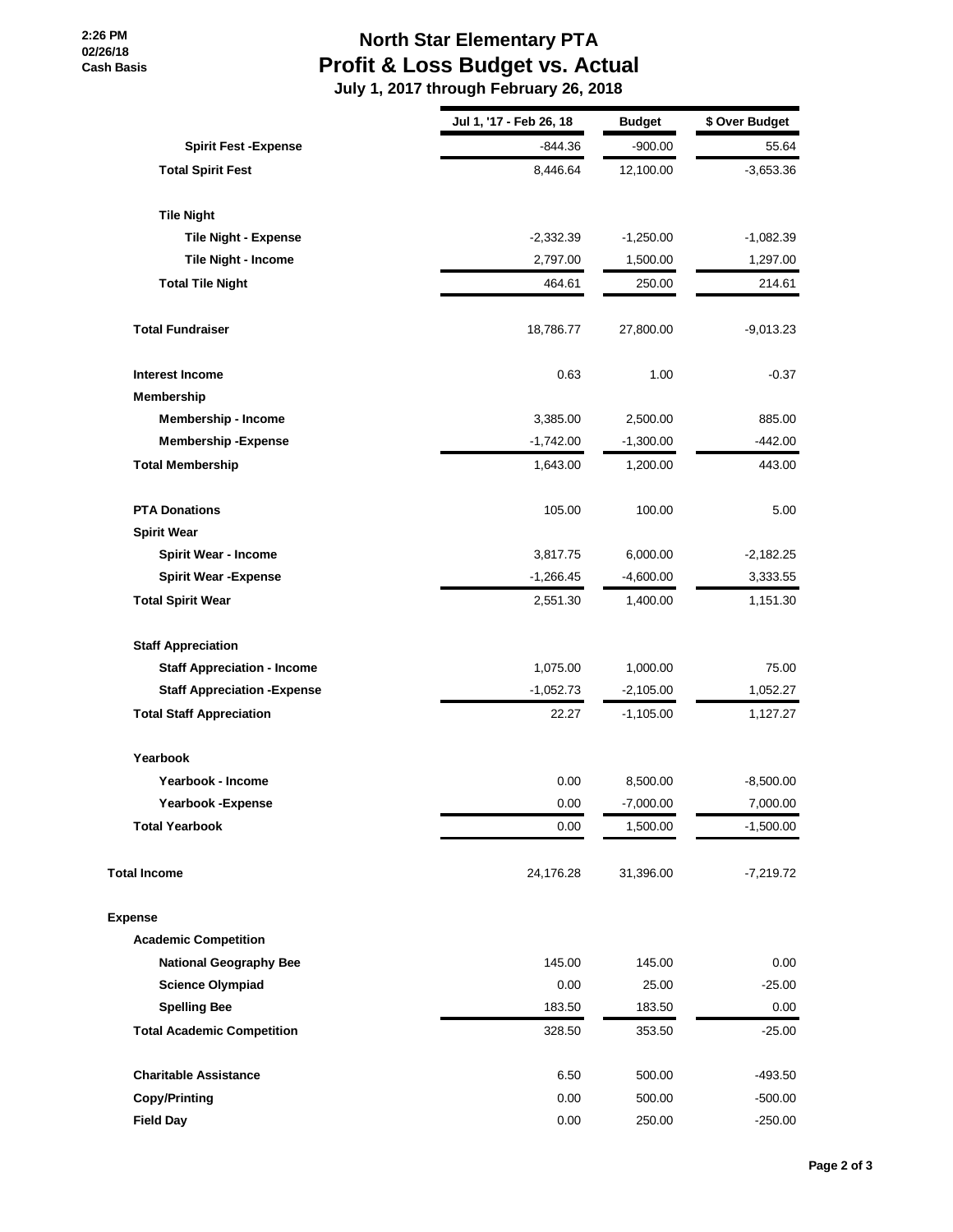# North Star Elementary PTA
## Profit & Loss Budget vs. Actual
### July 1, 2017 through February 26, 2018

2:26 PM
02/26/18
Cash Basis

| | Jul 1, '17 - Feb 26, 18 | Budget | $ Over Budget |
|---|---|---|---|
| Spirit Fest -Expense | -844.36 | -900.00 | 55.64 |
| Total Spirit Fest | 8,446.64 | 12,100.00 | -3,653.36 |
| Tile Night | | | |
| Tile Night - Expense | -2,332.39 | -1,250.00 | -1,082.39 |
| Tile Night - Income | 2,797.00 | 1,500.00 | 1,297.00 |
| Total Tile Night | 464.61 | 250.00 | 214.61 |
| Total Fundraiser | 18,786.77 | 27,800.00 | -9,013.23 |
| Interest Income | 0.63 | 1.00 | -0.37 |
| Membership | | | |
| Membership - Income | 3,385.00 | 2,500.00 | 885.00 |
| Membership -Expense | -1,742.00 | -1,300.00 | -442.00 |
| Total Membership | 1,643.00 | 1,200.00 | 443.00 |
| PTA Donations | 105.00 | 100.00 | 5.00 |
| Spirit Wear | | | |
| Spirit Wear - Income | 3,817.75 | 6,000.00 | -2,182.25 |
| Spirit Wear -Expense | -1,266.45 | -4,600.00 | 3,333.55 |
| Total Spirit Wear | 2,551.30 | 1,400.00 | 1,151.30 |
| Staff Appreciation | | | |
| Staff Appreciation - Income | 1,075.00 | 1,000.00 | 75.00 |
| Staff Appreciation -Expense | -1,052.73 | -2,105.00 | 1,052.27 |
| Total Staff Appreciation | 22.27 | -1,105.00 | 1,127.27 |
| Yearbook | | | |
| Yearbook - Income | 0.00 | 8,500.00 | -8,500.00 |
| Yearbook -Expense | 0.00 | -7,000.00 | 7,000.00 |
| Total Yearbook | 0.00 | 1,500.00 | -1,500.00 |
| Total Income | 24,176.28 | 31,396.00 | -7,219.72 |
| Expense | | | |
| Academic Competition | | | |
| National Geography Bee | 145.00 | 145.00 | 0.00 |
| Science Olympiad | 0.00 | 25.00 | -25.00 |
| Spelling Bee | 183.50 | 183.50 | 0.00 |
| Total Academic Competition | 328.50 | 353.50 | -25.00 |
| Charitable Assistance | 6.50 | 500.00 | -493.50 |
| Copy/Printing | 0.00 | 500.00 | -500.00 |
| Field Day | 0.00 | 250.00 | -250.00 |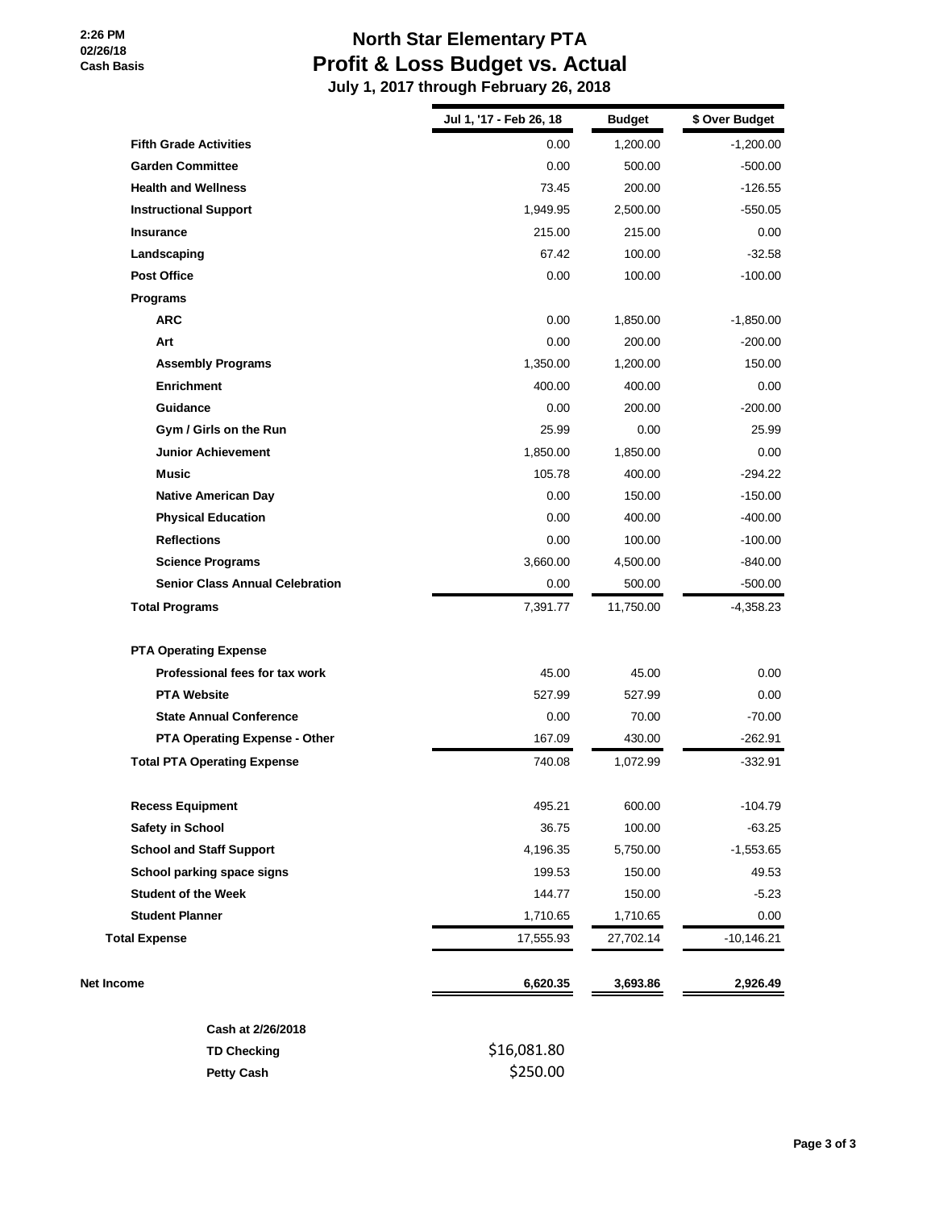2:26 PM
02/26/18
Cash Basis

# North Star Elementary PTA
## Profit & Loss Budget vs. Actual
### July 1, 2017 through February 26, 2018

| | Jul 1, '17 - Feb 26, 18 | Budget | $ Over Budget |
|---|---|---|---|
| **Fifth Grade Activities** | 0.00 | 1,200.00 | -1,200.00 |
| **Garden Committee** | 0.00 | 500.00 | -500.00 |
| **Health and Wellness** | 73.45 | 200.00 | -126.55 |
| **Instructional Support** | 1,949.95 | 2,500.00 | -550.05 |
| **Insurance** | 215.00 | 215.00 | 0.00 |
| **Landscaping** | 67.42 | 100.00 | -32.58 |
| **Post Office** | 0.00 | 100.00 | -100.00 |
| **Programs** | | | |
| **ARC** | 0.00 | 1,850.00 | -1,850.00 |
| **Art** | 0.00 | 200.00 | -200.00 |
| **Assembly Programs** | 1,350.00 | 1,200.00 | 150.00 |
| **Enrichment** | 400.00 | 400.00 | 0.00 |
| **Guidance** | 0.00 | 200.00 | -200.00 |
| **Gym / Girls on the Run** | 25.99 | 0.00 | 25.99 |
| **Junior Achievement** | 1,850.00 | 1,850.00 | 0.00 |
| **Music** | 105.78 | 400.00 | -294.22 |
| **Native American Day** | 0.00 | 150.00 | -150.00 |
| **Physical Education** | 0.00 | 400.00 | -400.00 |
| **Reflections** | 0.00 | 100.00 | -100.00 |
| **Science Programs** | 3,660.00 | 4,500.00 | -840.00 |
| **Senior Class Annual Celebration** | 0.00 | 500.00 | -500.00 |
| **Total Programs** | 7,391.77 | 11,750.00 | -4,358.23 |
| **PTA Operating Expense** | | | |
| **Professional fees for tax work** | 45.00 | 45.00 | 0.00 |
| **PTA Website** | 527.99 | 527.99 | 0.00 |
| **State Annual Conference** | 0.00 | 70.00 | -70.00 |
| **PTA Operating Expense - Other** | 167.09 | 430.00 | -262.91 |
| **Total PTA Operating Expense** | 740.08 | 1,072.99 | -332.91 |
| **Recess Equipment** | 495.21 | 600.00 | -104.79 |
| **Safety in School** | 36.75 | 100.00 | -63.25 |
| **School and Staff Support** | 4,196.35 | 5,750.00 | -1,553.65 |
| **School parking space signs** | 199.53 | 150.00 | 49.53 |
| **Student of the Week** | 144.77 | 150.00 | -5.23 |
| **Student Planner** | 1,710.65 | 1,710.65 | 0.00 |
| **Total Expense** | 17,555.93 | 27,702.14 | -10,146.21 |
| **Net Income** | **6,620.35** | **3,693.86** | **2,926.49** |

| | |
|---|---|
| **Cash at 2/26/2018** | |
| **TD Checking** | $16,081.80 |
| **Petty Cash** | $250.00 |